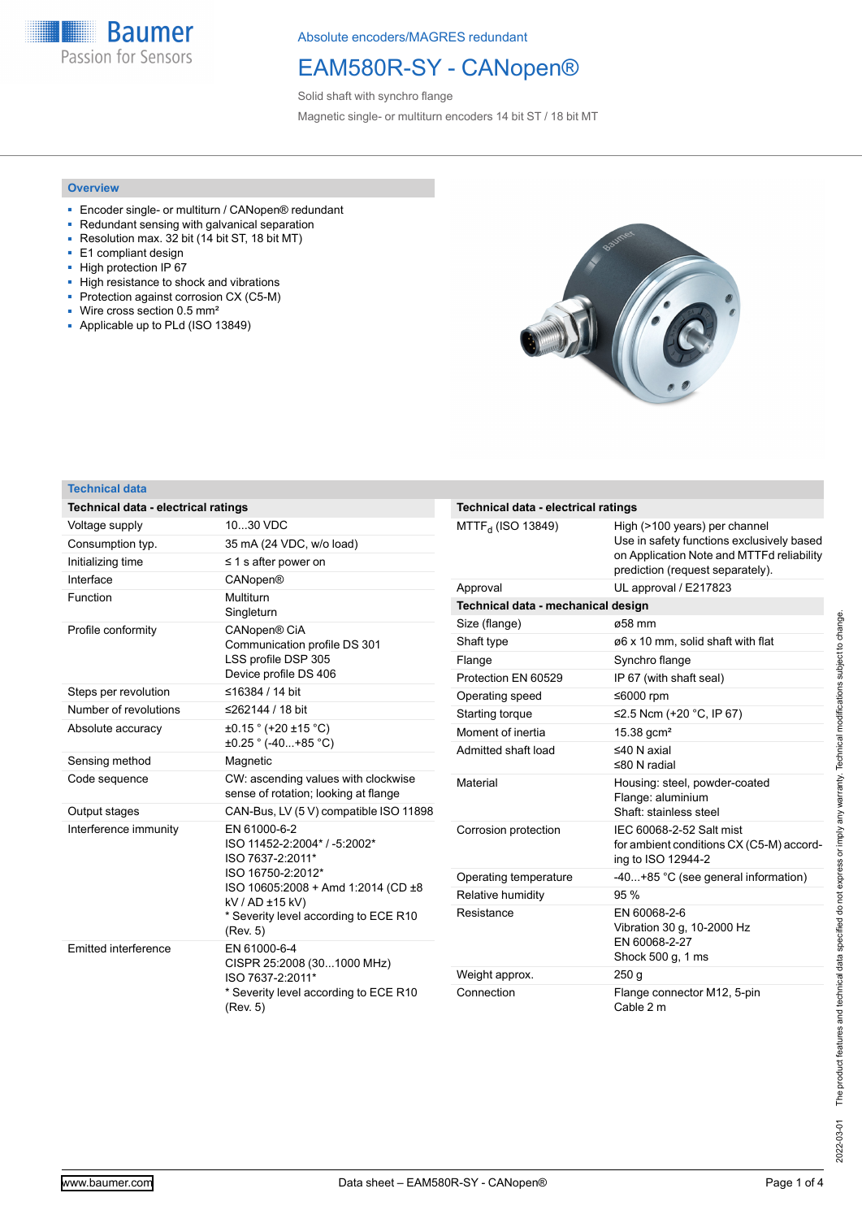Absolute encoders/MAGRES redundant

# EAM580R-SY - CANopen®

Solid shaft with synchro flange

Magnetic single- or multiturn encoders 14 bit ST / 18 bit MT

## Overview

- Encoder single- or multiturn / CANopen® redundant
- Redundant sensing with galvanical separation
- Resolution max. 32 bit (14 bit ST, 18 bit MT)
- E1 compliant design
- High protection IP 67
- High resistance to shock and vibrations
- Protection against corrosion CX (C5-M)
- Wire cross section 0.5 mm²
- Applicable up to PLd (ISO 13849)

## Technical data

| Technical data - electrical ratings | |
|---|---|
| Voltage supply | 10...30 VDC |
| Consumption typ. | 35 mA (24 VDC, w/o load) |
| Initializing time | ≤ 1 s after power on |
| Interface | CANopen® |
| Function | Multiturn<br>Singleturn |
| Profile conformity | CANopen® CiA<br>Communication profile DS 301<br>LSS profile DSP 305<br>Device profile DS 406 |
| Steps per revolution | ≤16384 / 14 bit |
| Number of revolutions | ≤262144 / 18 bit |
| Absolute accuracy | ±0.15 ° (+20 ±15 °C)<br>±0.25 ° (-40...+85 °C) |
| Sensing method | Magnetic |
| Code sequence | CW: ascending values with clockwise sense of rotation; looking at flange |
| Output stages | CAN-Bus, LV (5 V) compatible ISO 11898 |
| Interference immunity | EN 61000-6-2<br>ISO 11452-2:2004* / -5:2002*<br>ISO 7637-2:2011*<br>ISO 16750-2:2012*<br>ISO 10605:2008 + Amd 1:2014 (CD ±8 kV / AD ±15 kV)<br>* Severity level according to ECE R10 (Rev. 5) |
| Emitted interference | EN 61000-6-4<br>CISPR 25:2008 (30...1000 MHz)<br>ISO 7637-2:2011*<br>* Severity level according to ECE R10 (Rev. 5) |
| $MTTF_d$ (ISO 13849) | High (>100 years) per channel<br>Use in safety functions exclusively based on Application Note and MTTFd reliability prediction (request separately). |
| Approval | UL approval / E217823 |

| Technical data - mechanical design | |
|---|---|
| Size (flange) | ø58 mm |
| Shaft type | ø6 x 10 mm, solid shaft with flat |
| Flange | Synchro flange |
| Protection EN 60529 | IP 67 (with shaft seal) |
| Operating speed | ≤6000 rpm |
| Starting torque | ≤2.5 Ncm (+20 °C, IP 67) |
| Moment of inertia | 15.38 gcm² |
| Admitted shaft load | ≤40 N axial<br>≤80 N radial |
| Material | Housing: steel, powder-coated<br>Flange: aluminium<br>Shaft: stainless steel |
| Corrosion protection | IEC 60068-2-52 Salt mist for ambient conditions CX (C5-M) according to ISO 12944-2 |
| Operating temperature | -40...+85 °C (see general information) |
| Relative humidity | 95 % |
| Resistance | EN 60068-2-6<br>Vibration 30 g, 10-2000 Hz<br>EN 60068-2-27<br>Shock 500 g, 1 ms |
| Weight approx. | 250 g |
| Connection | Flange connector M12, 5-pin<br>Cable 2 m |

The product features and technical data specified do not express or imply any warranty. Technical modifications subject to change. 2022-03-01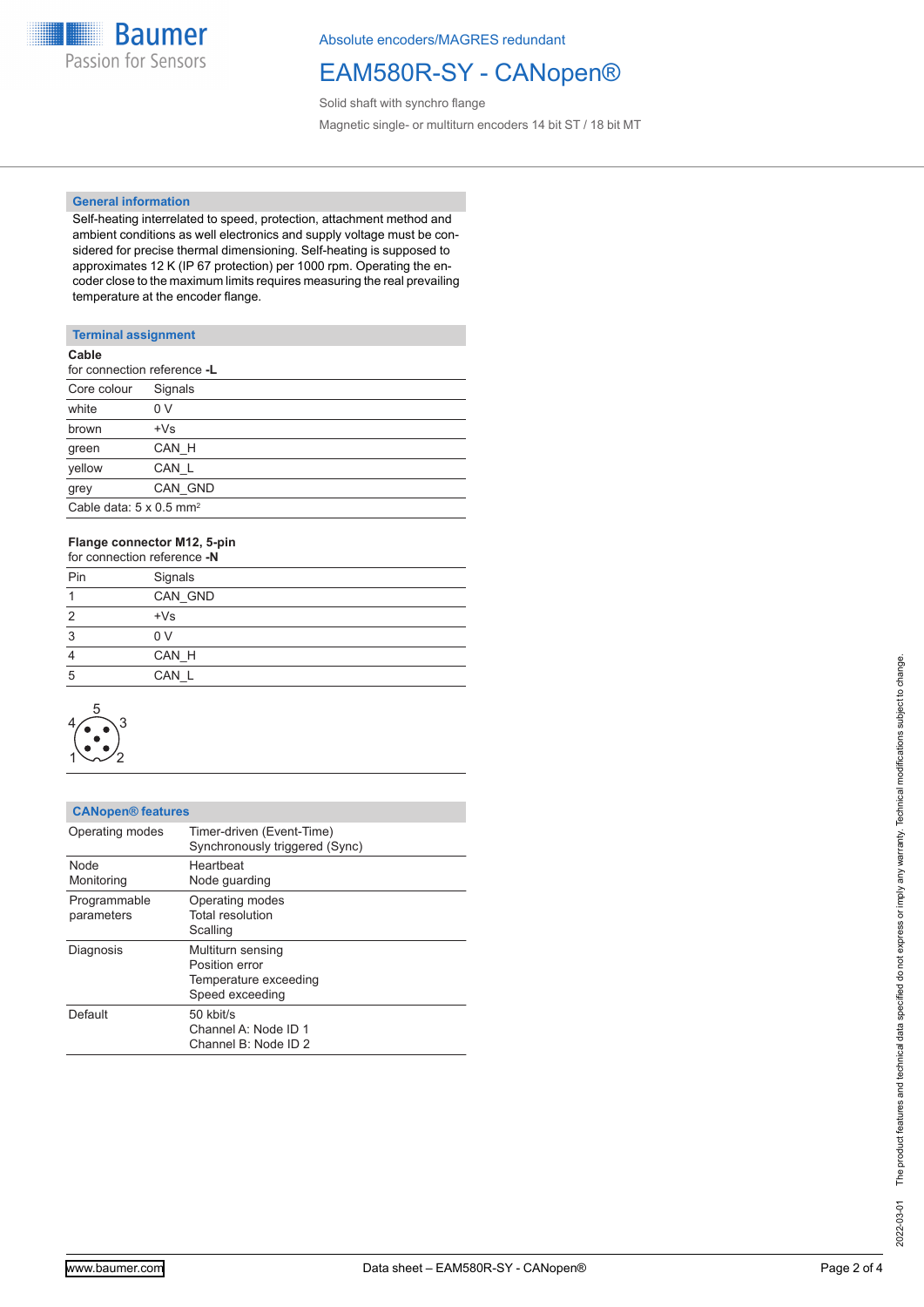## General information

Self-heating interrelated to speed, protection, attachment method and ambient conditions as well electronics and supply voltage must be considered for precise thermal dimensioning. Self-heating is supposed to approximates 12 K (IP 67 protection) per 1000 rpm. Operating the encoder close to the maximum limits requires measuring the real prevailing temperature at the encoder flange.

## Terminal assignment

**Cable**
for connection reference **-L**

| Core colour | Signals |
|---|---|
| white | 0 V |
| brown | +Vs |
| green | CAN_H |
| yellow | CAN_L |
| grey | CAN_GND |

Cable data: 5 x 0.5 mm²

**Flange connector M12, 5-pin**
for connection reference **-N**

| Pin | Signals |
|---|---|
| 1 | CAN_GND |
| 2 | +Vs |
| 3 | 0 V |
| 4 | CAN_H |
| 5 | CAN_L |

## CANopen® features

| | |
|---|---|
| Operating modes | Timer-driven (Event-Time)<br>Synchronously triggered (Sync) |
| Node Monitoring | Heartbeat<br>Node guarding |
| Programmable parameters | Operating modes<br>Total resolution<br>Scalling |
| Diagnosis | Multiturn sensing<br>Position error<br>Temperature exceeding<br>Speed exceeding |
| Default | 50 kbit/s<br>Channel A: Node ID 1<br>Channel B: Node ID 2 |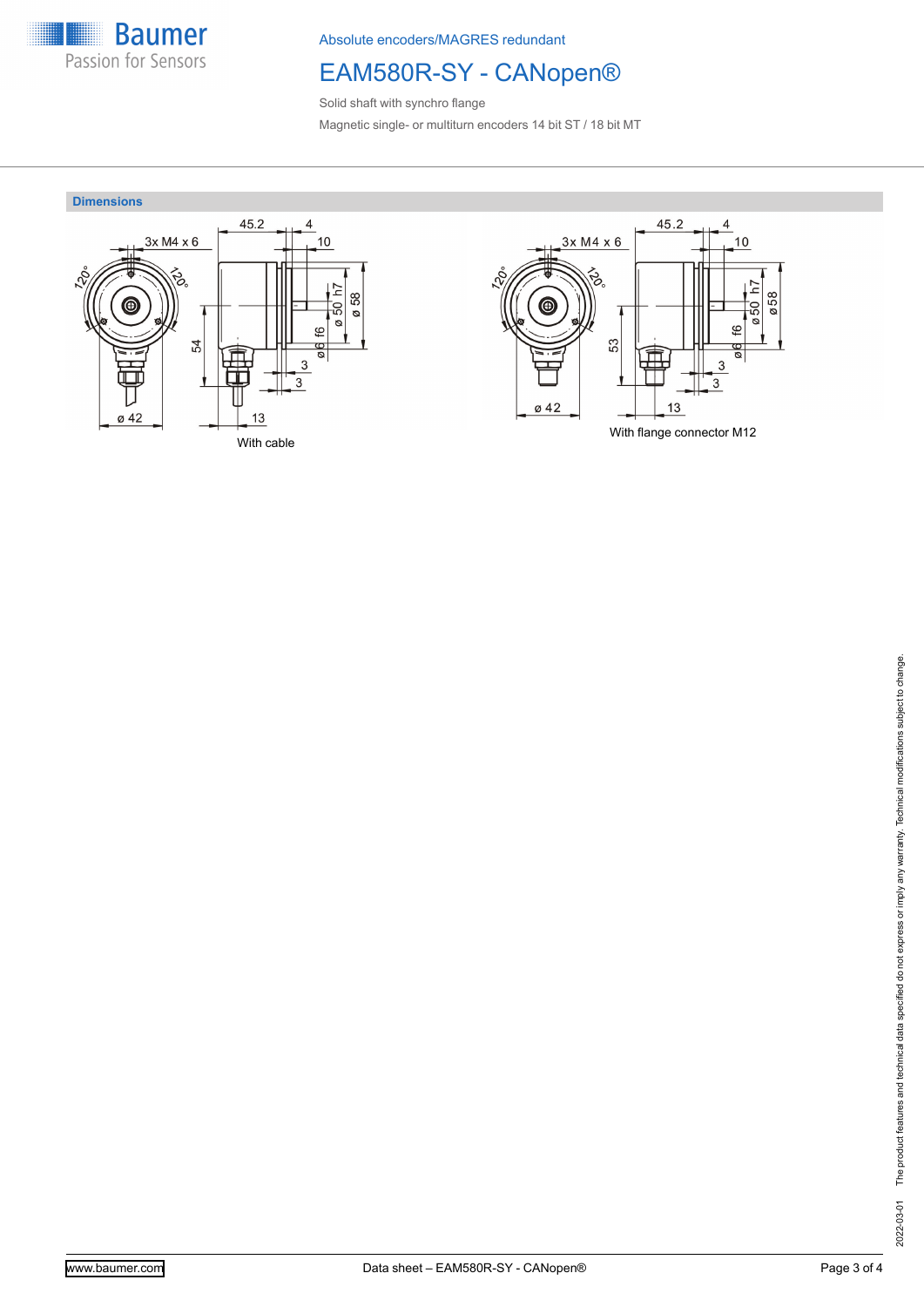Absolute encoders/MAGRES redundant

# EAM580R-SY - CANopen®

Solid shaft with synchro flange

Magnetic single- or multiturn encoders 14 bit ST / 18 bit MT

## Dimensions

With cable

With flange connector M12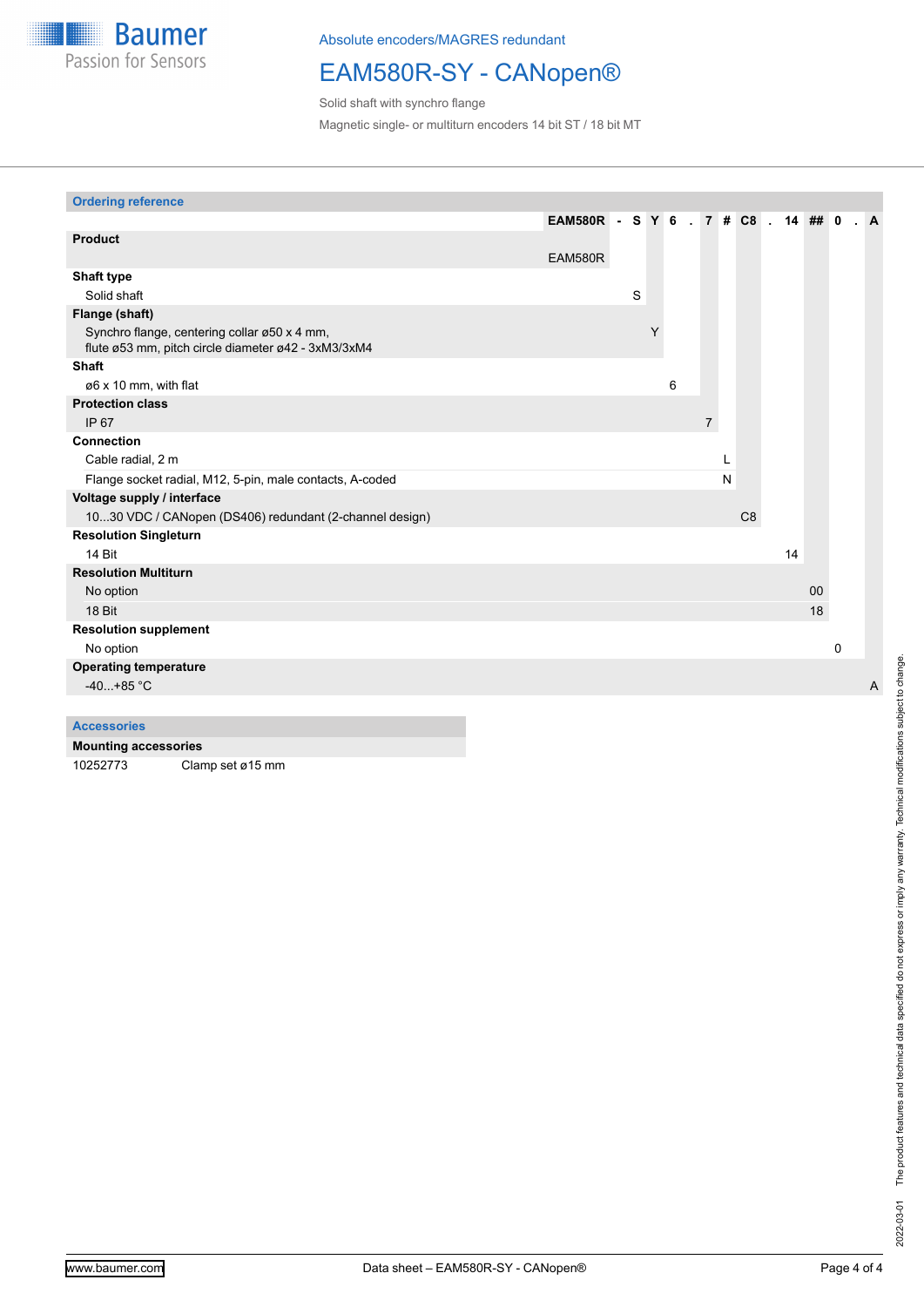Absolute encoders/MAGRES redundant

# EAM580R-SY - CANopen®

Solid shaft with synchro flange

Magnetic single- or multiturn encoders 14 bit ST / 18 bit MT

## Ordering reference

| | EAM580R | - | S | Y | 6 | . | 7 | # | C8 | . | 14 | ## | 0 | . | A |
|---|---|---|---|---|---|---|---|---|---|---|---|---|---|---|---|
| **Product** | | | | | | | | | | | | | | | |
| | EAM580R | | | | | | | | | | | | | | |
| **Shaft type** | | | | | | | | | | | | | | | |
| Solid shaft | | | S | | | | | | | | | | | | |
| **Flange (shaft)** | | | | | | | | | | | | | | | |
| Synchro flange, centering collar ø50 x 4 mm, flute ø53 mm, pitch circle diameter ø42 - 3xM3/3xM4 | | | | Y | | | | | | | | | | | |
| **Shaft** | | | | | | | | | | | | | | | |
| ø6 x 10 mm, with flat | | | | | 6 | | | | | | | | | | |
| **Protection class** | | | | | | | | | | | | | | | |
| IP 67 | | | | | | | 7 | | | | | | | | |
| **Connection** | | | | | | | | | | | | | | | |
| Cable radial, 2 m | | | | | | | | L | | | | | | | |
| Flange socket radial, M12, 5-pin, male contacts, A-coded | | | | | | | | N | | | | | | | |
| **Voltage supply / interface** | | | | | | | | | | | | | | | |
| 10...30 VDC / CANopen (DS406) redundant (2-channel design) | | | | | | | | | C8 | | | | | | |
| **Resolution Singleturn** | | | | | | | | | | | | | | | |
| 14 Bit | | | | | | | | | | | 14 | | | | |
| **Resolution Multiturn** | | | | | | | | | | | | | | | |
| No option | | | | | | | | | | | | 00 | | | |
| 18 Bit | | | | | | | | | | | | 18 | | | |
| **Resolution supplement** | | | | | | | | | | | | | | | |
| No option | | | | | | | | | | | | | 0 | | |
| **Operating temperature** | | | | | | | | | | | | | | | |
| -40...+85 °C | | | | | | | | | | | | | | | A |

## Accessories

| **Mounting accessories** | |
|---|---|
| 10252773 | Clamp set ø15 mm |